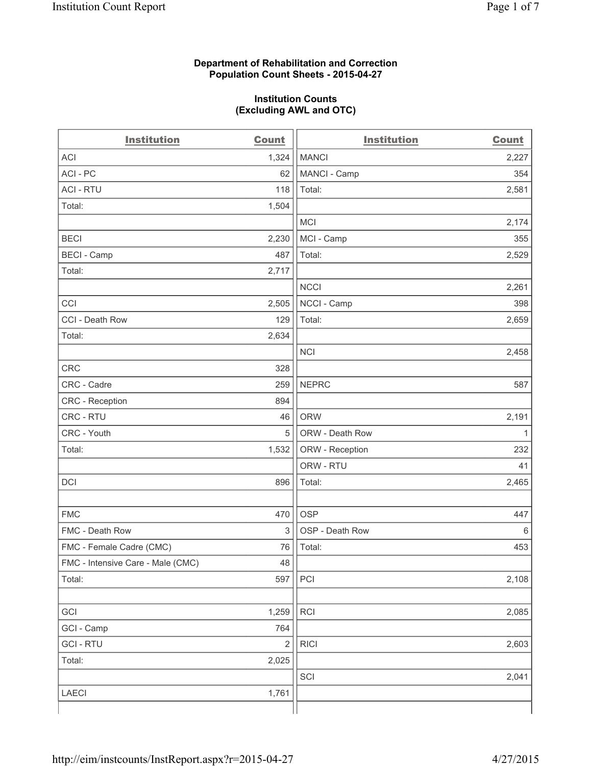**Department of Rehabilitation and Correction**
**Population Count Sheets - 2015-04-27**

**Institution Counts**
**(Excluding AWL and OTC)**

| Institution | Count | Institution | Count |
|---|---|---|---|
| ACI | 1,324 | MANCI | 2,227 |
| ACI - PC | 62 | MANCI - Camp | 354 |
| ACI - RTU | 118 | Total: | 2,581 |
| Total: | 1,504 | | |
| | | MCI | 2,174 |
| BECI | 2,230 | MCI - Camp | 355 |
| BECI - Camp | 487 | Total: | 2,529 |
| Total: | 2,717 | | |
| | | NCCI | 2,261 |
| CCI | 2,505 | NCCI - Camp | 398 |
| CCI - Death Row | 129 | Total: | 2,659 |
| Total: | 2,634 | | |
| | | NCI | 2,458 |
| CRC | 328 | | |
| CRC - Cadre | 259 | NEPRC | 587 |
| CRC - Reception | 894 | | |
| CRC - RTU | 46 | ORW | 2,191 |
| CRC - Youth | 5 | ORW - Death Row | 1 |
| Total: | 1,532 | ORW - Reception | 232 |
| | | ORW - RTU | 41 |
| DCI | 896 | Total: | 2,465 |
| | | | |
| FMC | 470 | OSP | 447 |
| FMC - Death Row | 3 | OSP - Death Row | 6 |
| FMC - Female Cadre (CMC) | 76 | Total: | 453 |
| FMC - Intensive Care - Male (CMC) | 48 | | |
| Total: | 597 | PCI | 2,108 |
| | | | |
| GCI | 1,259 | RCI | 2,085 |
| GCI - Camp | 764 | | |
| GCI - RTU | 2 | RICI | 2,603 |
| Total: | 2,025 | | |
| | | SCI | 2,041 |
| LAECI | 1,761 | | |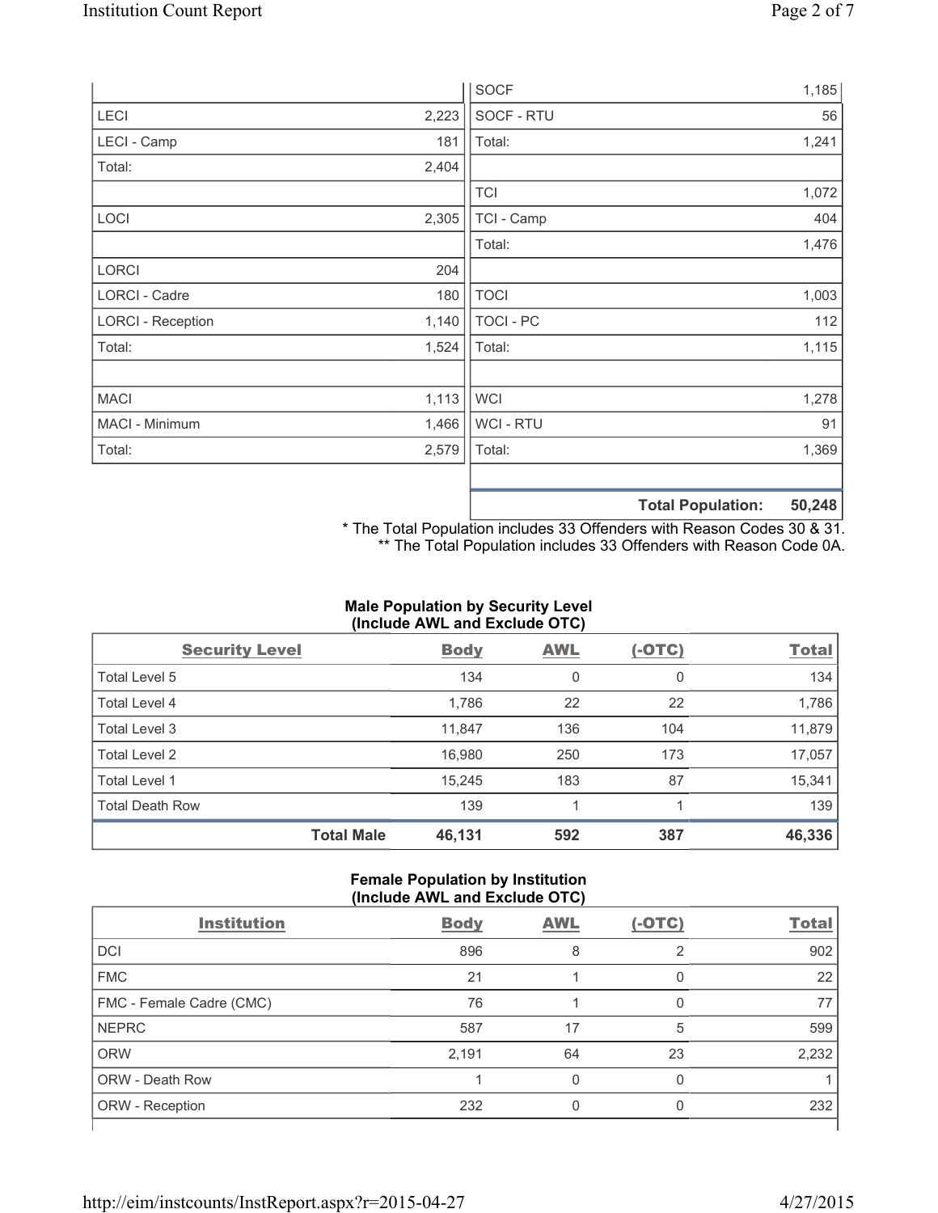| | | | |
|---|---|---|---|
| | | SOCF | 1,185 |
| LECI | 2,223 | SOCF - RTU | 56 |
| LECI - Camp | 181 | Total: | 1,241 |
| Total: | 2,404 | | |
| | | TCI | 1,072 |
| LOCI | 2,305 | TCI - Camp | 404 |
| | | Total: | 1,476 |
| LORCI | 204 | | |
| LORCI - Cadre | 180 | TOCI | 1,003 |
| LORCI - Reception | 1,140 | TOCI - PC | 112 |
| Total: | 1,524 | Total: | 1,115 |
| | | | |
| MACI | 1,113 | WCI | 1,278 |
| MACI - Minimum | 1,466 | WCI - RTU | 91 |
| Total: | 2,579 | Total: | 1,369 |
| | | | |
| | | **Total Population:** | **50,248** |

* The Total Population includes 33 Offenders with Reason Codes 30 & 31.
** The Total Population includes 33 Offenders with Reason Code 0A.

### Male Population by Security Level (Include AWL and Exclude OTC)

| Security Level | Body | AWL | (-OTC) | Total |
|---|---|---|---|---|
| Total Level 5 | 134 | 0 | 0 | 134 |
| Total Level 4 | 1,786 | 22 | 22 | 1,786 |
| Total Level 3 | 11,847 | 136 | 104 | 11,879 |
| Total Level 2 | 16,980 | 250 | 173 | 17,057 |
| Total Level 1 | 15,245 | 183 | 87 | 15,341 |
| Total Death Row | 139 | 1 | 1 | 139 |
| **Total Male** | **46,131** | **592** | **387** | **46,336** |

### Female Population by Institution (Include AWL and Exclude OTC)

| Institution | Body | AWL | (-OTC) | Total |
|---|---|---|---|---|
| DCI | 896 | 8 | 2 | 902 |
| FMC | 21 | 1 | 0 | 22 |
| FMC - Female Cadre (CMC) | 76 | 1 | 0 | 77 |
| NEPRC | 587 | 17 | 5 | 599 |
| ORW | 2,191 | 64 | 23 | 2,232 |
| ORW - Death Row | 1 | 0 | 0 | 1 |
| ORW - Reception | 232 | 0 | 0 | 232 |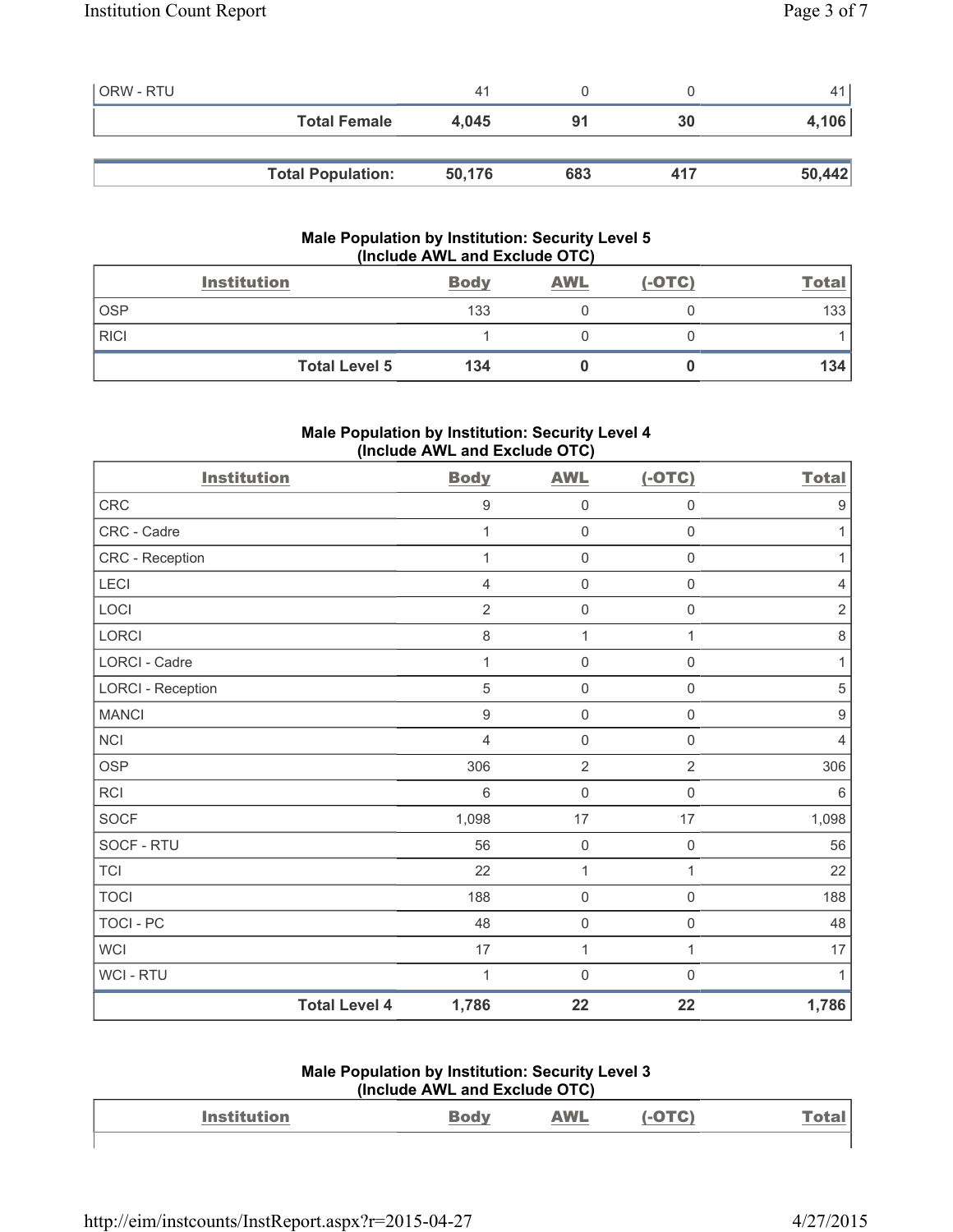| ORW - RTU | 41 | 0 | 0 | 41 |
|---|---|---|---|---|
| **Total Female** | **4,045** | **91** | **30** | **4,106** |
| **Total Population:** | **50,176** | **683** | **417** | **50,442** |

### Male Population by Institution: Security Level 5 (Include AWL and Exclude OTC)

| Institution | Body | AWL | (-OTC) | Total |
|---|---|---|---|---|
| OSP | 133 | 0 | 0 | 133 |
| RICI | 1 | 0 | 0 | 1 |
| **Total Level 5** | **134** | **0** | **0** | **134** |

### Male Population by Institution: Security Level 4 (Include AWL and Exclude OTC)

| Institution | Body | AWL | (-OTC) | Total |
|---|---|---|---|---|
| CRC | 9 | 0 | 0 | 9 |
| CRC - Cadre | 1 | 0 | 0 | 1 |
| CRC - Reception | 1 | 0 | 0 | 1 |
| LECI | 4 | 0 | 0 | 4 |
| LOCI | 2 | 0 | 0 | 2 |
| LORCI | 8 | 1 | 1 | 8 |
| LORCI - Cadre | 1 | 0 | 0 | 1 |
| LORCI - Reception | 5 | 0 | 0 | 5 |
| MANCI | 9 | 0 | 0 | 9 |
| NCI | 4 | 0 | 0 | 4 |
| OSP | 306 | 2 | 2 | 306 |
| RCI | 6 | 0 | 0 | 6 |
| SOCF | 1,098 | 17 | 17 | 1,098 |
| SOCF - RTU | 56 | 0 | 0 | 56 |
| TCI | 22 | 1 | 1 | 22 |
| TOCI | 188 | 0 | 0 | 188 |
| TOCI - PC | 48 | 0 | 0 | 48 |
| WCI | 17 | 1 | 1 | 17 |
| WCI - RTU | 1 | 0 | 0 | 1 |
| **Total Level 4** | **1,786** | **22** | **22** | **1,786** |

### Male Population by Institution: Security Level 3 (Include AWL and Exclude OTC)

| Institution | Body | AWL | (-OTC) | Total |
|---|---|---|---|---|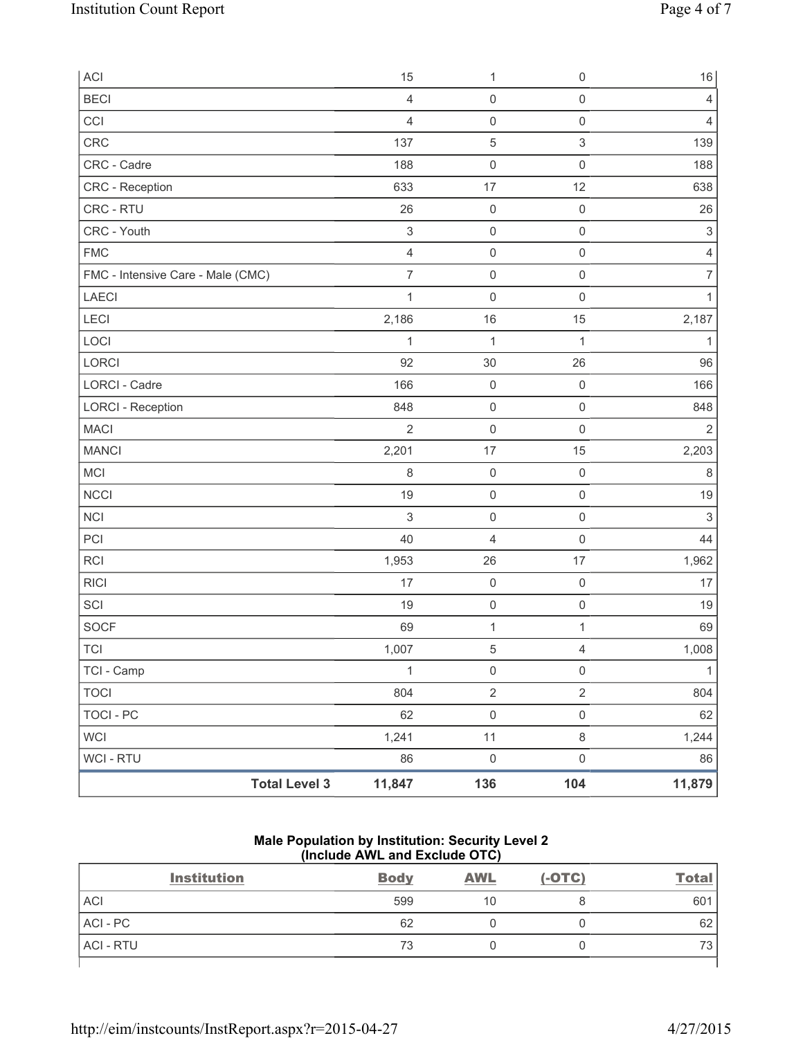| | | | | |
|---|---|---|---|---|
| ACI | 15 | 1 | 0 | 16 |
| BECI | 4 | 0 | 0 | 4 |
| CCI | 4 | 0 | 0 | 4 |
| CRC | 137 | 5 | 3 | 139 |
| CRC - Cadre | 188 | 0 | 0 | 188 |
| CRC - Reception | 633 | 17 | 12 | 638 |
| CRC - RTU | 26 | 0 | 0 | 26 |
| CRC - Youth | 3 | 0 | 0 | 3 |
| FMC | 4 | 0 | 0 | 4 |
| FMC - Intensive Care - Male (CMC) | 7 | 0 | 0 | 7 |
| LAECI | 1 | 0 | 0 | 1 |
| LECI | 2,186 | 16 | 15 | 2,187 |
| LOCI | 1 | 1 | 1 | 1 |
| LORCI | 92 | 30 | 26 | 96 |
| LORCI - Cadre | 166 | 0 | 0 | 166 |
| LORCI - Reception | 848 | 0 | 0 | 848 |
| MACI | 2 | 0 | 0 | 2 |
| MANCI | 2,201 | 17 | 15 | 2,203 |
| MCI | 8 | 0 | 0 | 8 |
| NCCI | 19 | 0 | 0 | 19 |
| NCI | 3 | 0 | 0 | 3 |
| PCI | 40 | 4 | 0 | 44 |
| RCI | 1,953 | 26 | 17 | 1,962 |
| RICI | 17 | 0 | 0 | 17 |
| SCI | 19 | 0 | 0 | 19 |
| SOCF | 69 | 1 | 1 | 69 |
| TCI | 1,007 | 5 | 4 | 1,008 |
| TCI - Camp | 1 | 0 | 0 | 1 |
| TOCI | 804 | 2 | 2 | 804 |
| TOCI - PC | 62 | 0 | 0 | 62 |
| WCI | 1,241 | 11 | 8 | 1,244 |
| WCI - RTU | 86 | 0 | 0 | 86 |
| **Total Level 3** | **11,847** | **136** | **104** | **11,879** |

### Male Population by Institution: Security Level 2 (Include AWL and Exclude OTC)

| Institution | Body | AWL | (-OTC) | Total |
|---|---|---|---|---|
| ACI | 599 | 10 | 8 | 601 |
| ACI - PC | 62 | 0 | 0 | 62 |
| ACI - RTU | 73 | 0 | 0 | 73 |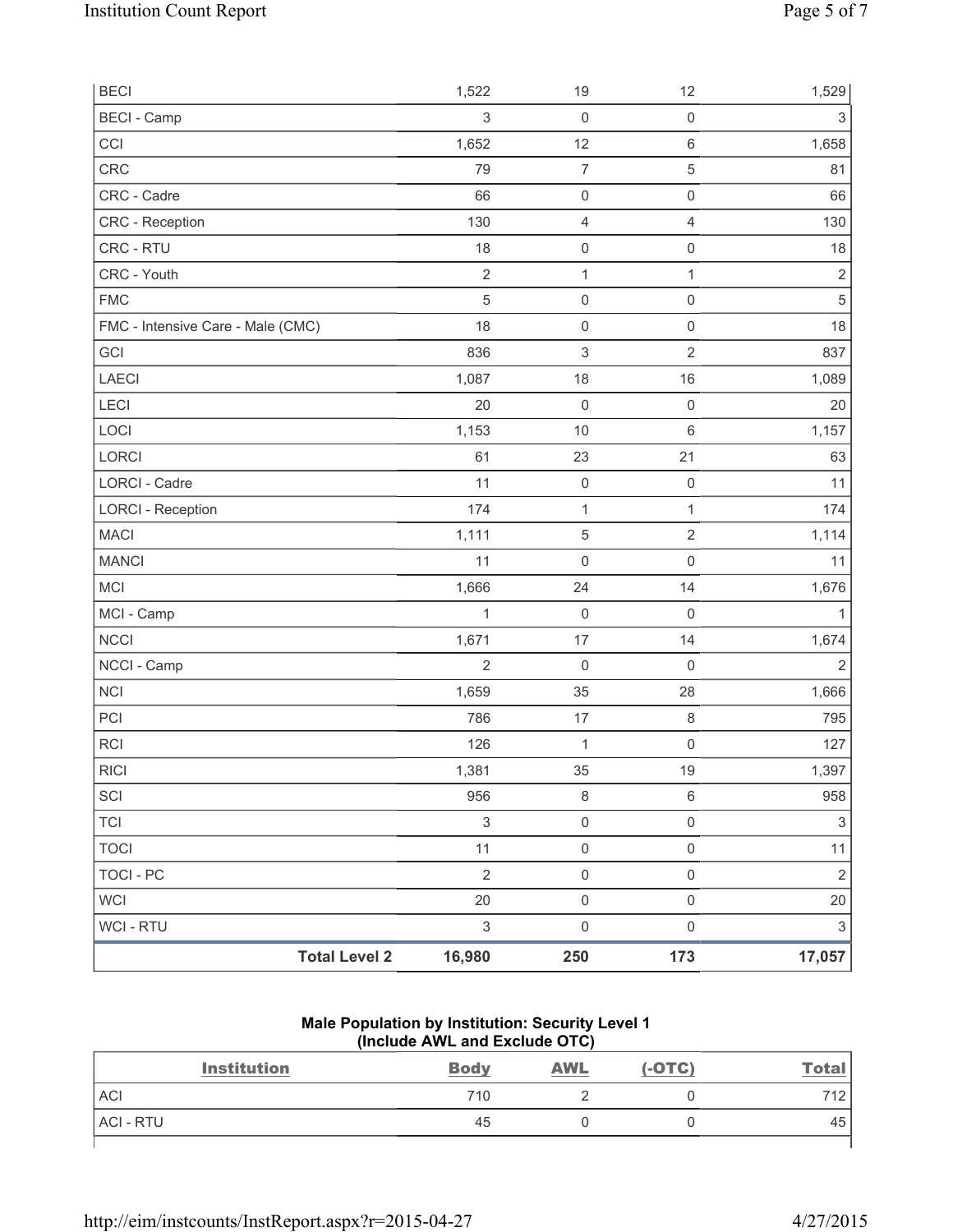| | | | | |
|---|---|---|---|---|
| BECI | 1,522 | 19 | 12 | 1,529 |
| BECI - Camp | 3 | 0 | 0 | 3 |
| CCI | 1,652 | 12 | 6 | 1,658 |
| CRC | 79 | 7 | 5 | 81 |
| CRC - Cadre | 66 | 0 | 0 | 66 |
| CRC - Reception | 130 | 4 | 4 | 130 |
| CRC - RTU | 18 | 0 | 0 | 18 |
| CRC - Youth | 2 | 1 | 1 | 2 |
| FMC | 5 | 0 | 0 | 5 |
| FMC - Intensive Care - Male (CMC) | 18 | 0 | 0 | 18 |
| GCI | 836 | 3 | 2 | 837 |
| LAECI | 1,087 | 18 | 16 | 1,089 |
| LECI | 20 | 0 | 0 | 20 |
| LOCI | 1,153 | 10 | 6 | 1,157 |
| LORCI | 61 | 23 | 21 | 63 |
| LORCI - Cadre | 11 | 0 | 0 | 11 |
| LORCI - Reception | 174 | 1 | 1 | 174 |
| MACI | 1,111 | 5 | 2 | 1,114 |
| MANCI | 11 | 0 | 0 | 11 |
| MCI | 1,666 | 24 | 14 | 1,676 |
| MCI - Camp | 1 | 0 | 0 | 1 |
| NCCI | 1,671 | 17 | 14 | 1,674 |
| NCCI - Camp | 2 | 0 | 0 | 2 |
| NCI | 1,659 | 35 | 28 | 1,666 |
| PCI | 786 | 17 | 8 | 795 |
| RCI | 126 | 1 | 0 | 127 |
| RICI | 1,381 | 35 | 19 | 1,397 |
| SCI | 956 | 8 | 6 | 958 |
| TCI | 3 | 0 | 0 | 3 |
| TOCI | 11 | 0 | 0 | 11 |
| TOCI - PC | 2 | 0 | 0 | 2 |
| WCI | 20 | 0 | 0 | 20 |
| WCI - RTU | 3 | 0 | 0 | 3 |
| **Total Level 2** | **16,980** | **250** | **173** | **17,057** |

**Male Population by Institution: Security Level 1**
**(Include AWL and Exclude OTC)**

| Institution | Body | AWL | (-OTC) | Total |
|---|---|---|---|---|
| ACI | 710 | 2 | 0 | 712 |
| ACI - RTU | 45 | 0 | 0 | 45 |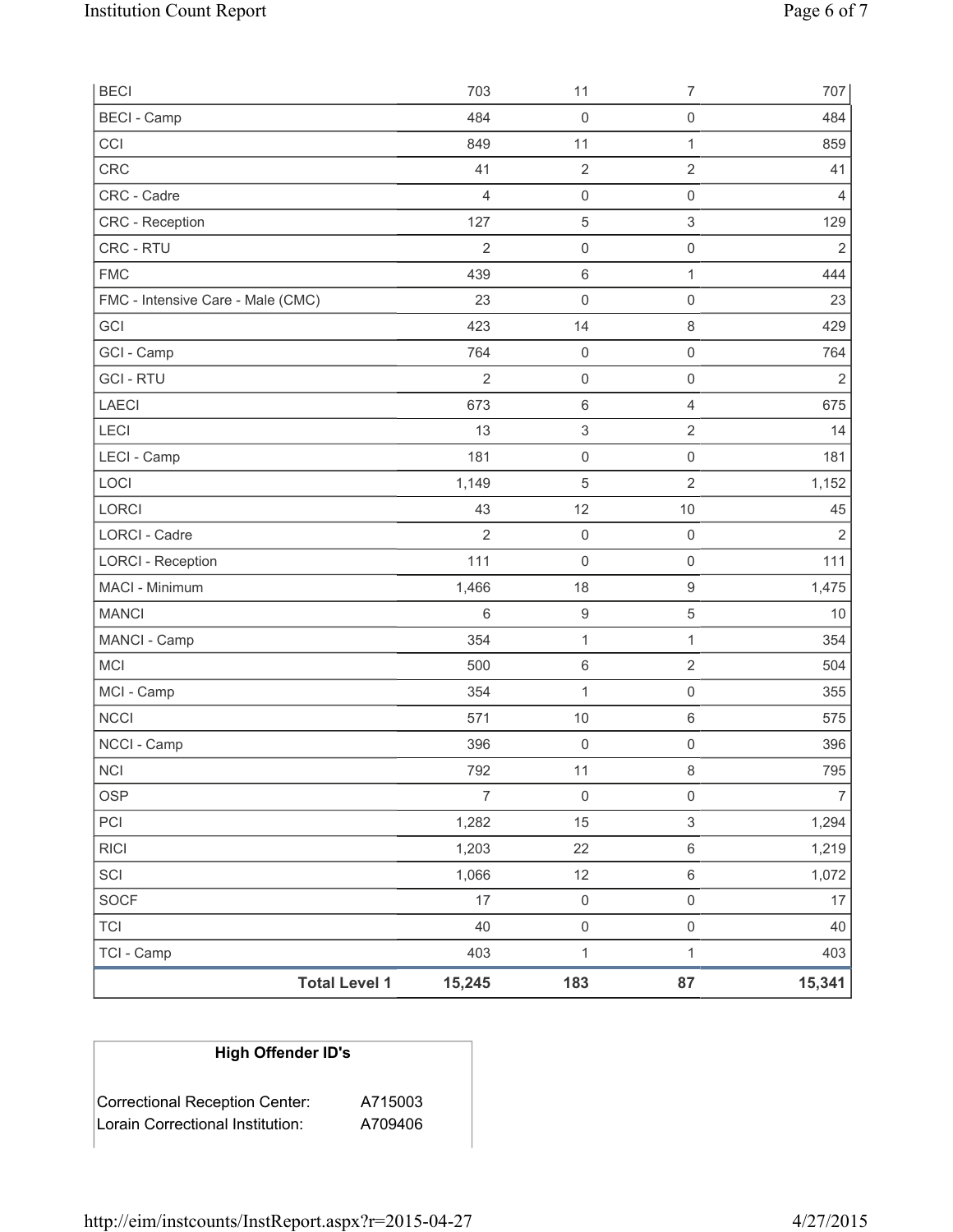| | | | | |
|---|---|---|---|---|
| BECI | 703 | 11 | 7 | 707 |
| BECI - Camp | 484 | 0 | 0 | 484 |
| CCI | 849 | 11 | 1 | 859 |
| CRC | 41 | 2 | 2 | 41 |
| CRC - Cadre | 4 | 0 | 0 | 4 |
| CRC - Reception | 127 | 5 | 3 | 129 |
| CRC - RTU | 2 | 0 | 0 | 2 |
| FMC | 439 | 6 | 1 | 444 |
| FMC - Intensive Care - Male (CMC) | 23 | 0 | 0 | 23 |
| GCI | 423 | 14 | 8 | 429 |
| GCI - Camp | 764 | 0 | 0 | 764 |
| GCI - RTU | 2 | 0 | 0 | 2 |
| LAECI | 673 | 6 | 4 | 675 |
| LECI | 13 | 3 | 2 | 14 |
| LECI - Camp | 181 | 0 | 0 | 181 |
| LOCI | 1,149 | 5 | 2 | 1,152 |
| LORCI | 43 | 12 | 10 | 45 |
| LORCI - Cadre | 2 | 0 | 0 | 2 |
| LORCI - Reception | 111 | 0 | 0 | 111 |
| MACI - Minimum | 1,466 | 18 | 9 | 1,475 |
| MANCI | 6 | 9 | 5 | 10 |
| MANCI - Camp | 354 | 1 | 1 | 354 |
| MCI | 500 | 6 | 2 | 504 |
| MCI - Camp | 354 | 1 | 0 | 355 |
| NCCI | 571 | 10 | 6 | 575 |
| NCCI - Camp | 396 | 0 | 0 | 396 |
| NCI | 792 | 11 | 8 | 795 |
| OSP | 7 | 0 | 0 | 7 |
| PCI | 1,282 | 15 | 3 | 1,294 |
| RICI | 1,203 | 22 | 6 | 1,219 |
| SCI | 1,066 | 12 | 6 | 1,072 |
| SOCF | 17 | 0 | 0 | 17 |
| TCI | 40 | 0 | 0 | 40 |
| TCI - Camp | 403 | 1 | 1 | 403 |
| **Total Level 1** | **15,245** | **183** | **87** | **15,341** |

**High Offender ID's**

| | |
|---|---|
| Correctional Reception Center: | A715003 |
| Lorain Correctional Institution: | A709406 |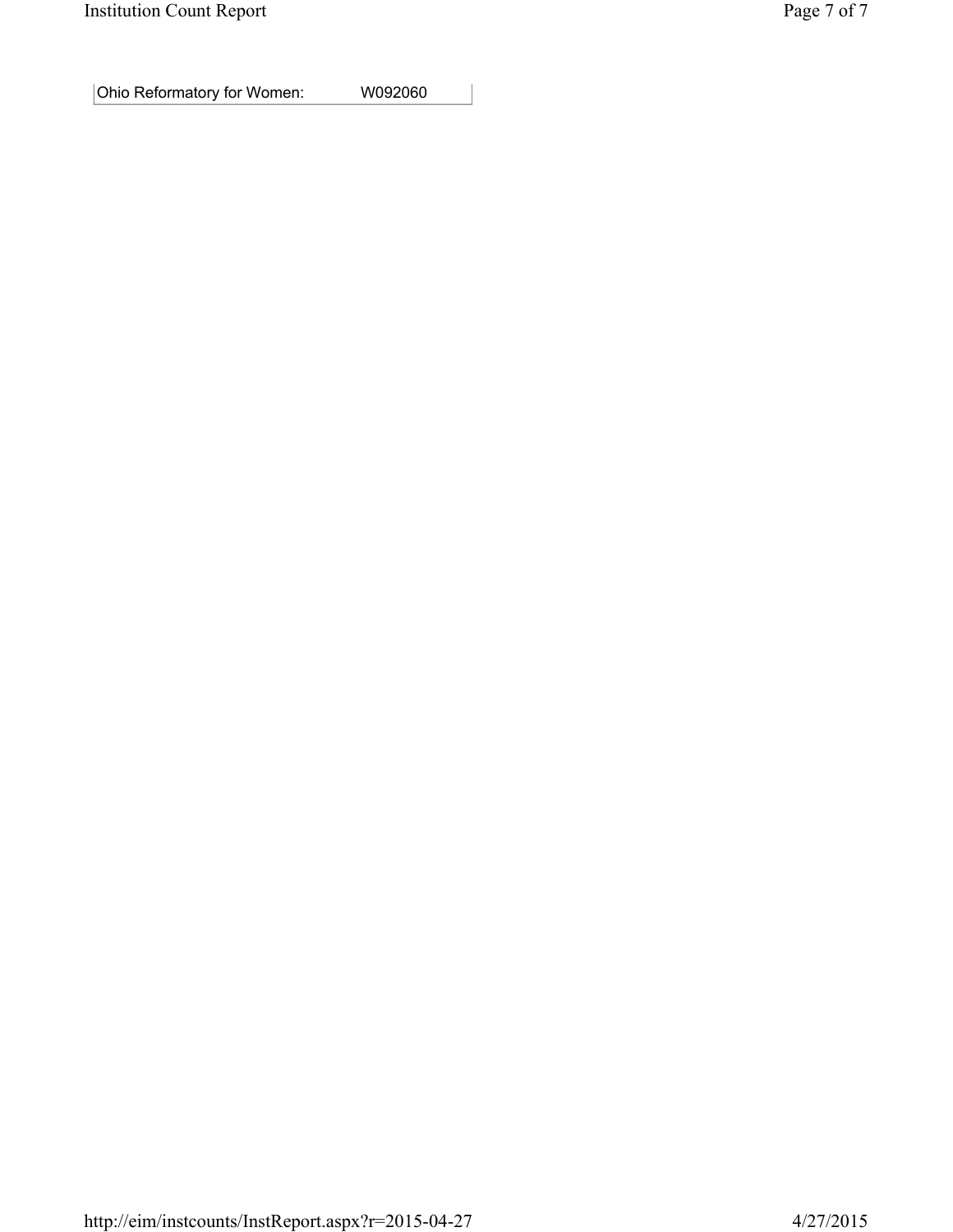| | |
|---|---|
| Ohio Reformatory for Women: | W092060 |